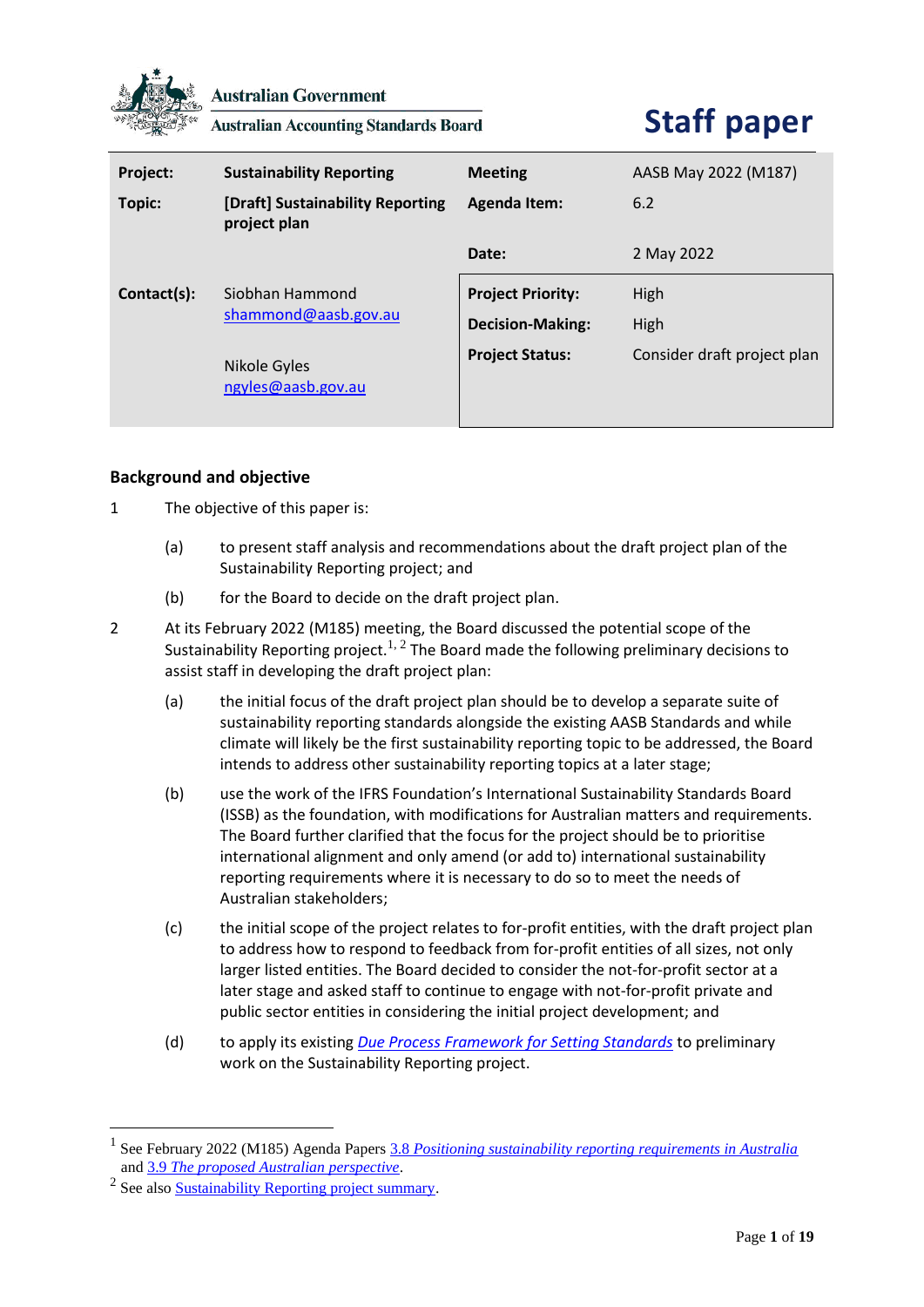Australian Government

Australian Accounting Standards Board

# Staff paper

| Project: | Sustainability Reporting | Meeting | AASB May 2022 (M187) |
|---|---|---|---|
| Topic: | [Draft] Sustainability Reporting project plan | Agenda Item: | 6.2 |
| | | Date: | 2 May 2022 |
| Contact(s): | Siobhan Hammond shammond@aasb.gov.au<br><br>Nikole Gyles ngyles@aasb.gov.au | Project Priority: | High |
| | | Decision-Making: | High |
| | | Project Status: | Consider draft project plan |

## Background and objective

1. The objective of this paper is:

   (a) to present staff analysis and recommendations about the draft project plan of the Sustainability Reporting project; and

   (b) for the Board to decide on the draft project plan.

2. At its February 2022 (M185) meeting, the Board discussed the potential scope of the Sustainability Reporting project.[1, 2] The Board made the following preliminary decisions to assist staff in developing the draft project plan:

   (a) the initial focus of the draft project plan should be to develop a separate suite of sustainability reporting standards alongside the existing AASB Standards and while climate will likely be the first sustainability reporting topic to be addressed, the Board intends to address other sustainability reporting topics at a later stage;

   (b) use the work of the IFRS Foundation's International Sustainability Standards Board (ISSB) as the foundation, with modifications for Australian matters and requirements. The Board further clarified that the focus for the project should be to prioritise international alignment and only amend (or add to) international sustainability reporting requirements where it is necessary to do so to meet the needs of Australian stakeholders;

   (c) the initial scope of the project relates to for-profit entities, with the draft project plan to address how to respond to feedback from for-profit entities of all sizes, not only larger listed entities. The Board decided to consider the not-for-profit sector at a later stage and asked staff to continue to engage with not-for-profit private and public sector entities in considering the initial project development; and

   (d) to apply its existing *Due Process Framework for Setting Standards* to preliminary work on the Sustainability Reporting project.

---

[1] See February 2022 (M185) Agenda Papers *3.8 Positioning sustainability reporting requirements in Australia* and *3.9 The proposed Australian perspective*.

[2] See also Sustainability Reporting project summary.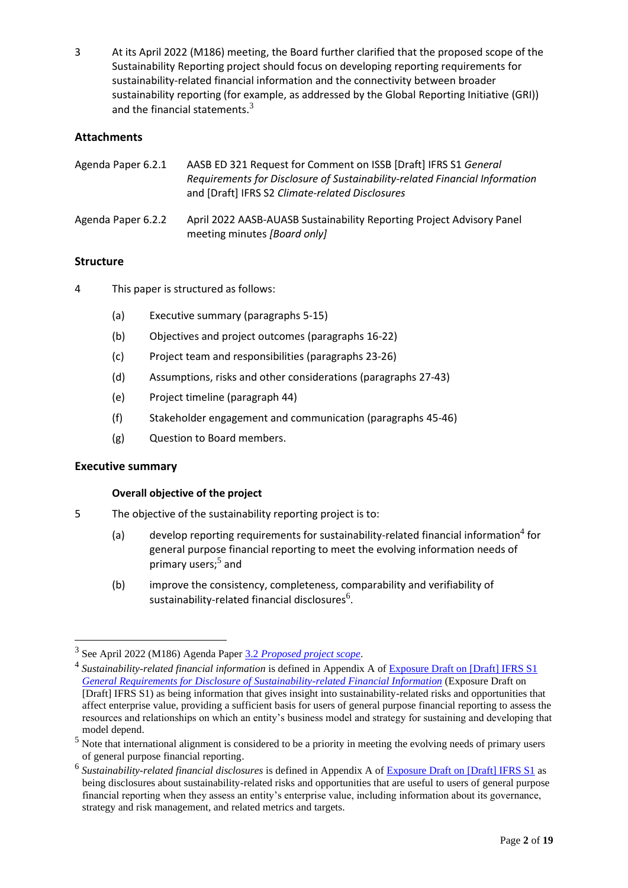3 At its April 2022 (M186) meeting, the Board further clarified that the proposed scope of the Sustainability Reporting project should focus on developing reporting requirements for sustainability-related financial information and the connectivity between broader sustainability reporting (for example, as addressed by the Global Reporting Initiative (GRI)) and the financial statements.[3]

### Attachments

| | |
|---|---|
| Agenda Paper 6.2.1 | AASB ED 321 Request for Comment on ISSB [Draft] IFRS S1 *General Requirements for Disclosure of Sustainability-related Financial Information* and [Draft] IFRS S2 *Climate-related Disclosures* |
| Agenda Paper 6.2.2 | April 2022 AASB-AUASB Sustainability Reporting Project Advisory Panel meeting minutes *[Board only]* |

### Structure

4 This paper is structured as follows:

(a) Executive summary (paragraphs 5-15)

(b) Objectives and project outcomes (paragraphs 16-22)

(c) Project team and responsibilities (paragraphs 23-26)

(d) Assumptions, risks and other considerations (paragraphs 27-43)

(e) Project timeline (paragraph 44)

(f) Stakeholder engagement and communication (paragraphs 45-46)

(g) Question to Board members.

### Executive summary

#### Overall objective of the project

5 The objective of the sustainability reporting project is to:

(a) develop reporting requirements for sustainability-related financial information[4] for general purpose financial reporting to meet the evolving information needs of primary users;[5] and

(b) improve the consistency, completeness, comparability and verifiability of sustainability-related financial disclosures[6].

---

[3] See April 2022 (M186) Agenda Paper 3.2 *Proposed project scope*.

[4] *Sustainability-related financial information* is defined in Appendix A of Exposure Draft on [Draft] IFRS S1 *General Requirements for Disclosure of Sustainability-related Financial Information* (Exposure Draft on [Draft] IFRS S1) as being information that gives insight into sustainability-related risks and opportunities that affect enterprise value, providing a sufficient basis for users of general purpose financial reporting to assess the resources and relationships on which an entity's business model and strategy for sustaining and developing that model depend.

[5] Note that international alignment is considered to be a priority in meeting the evolving needs of primary users of general purpose financial reporting.

[6] *Sustainability-related financial disclosures* is defined in Appendix A of Exposure Draft on [Draft] IFRS S1 as being disclosures about sustainability-related risks and opportunities that are useful to users of general purpose financial reporting when they assess an entity's enterprise value, including information about its governance, strategy and risk management, and related metrics and targets.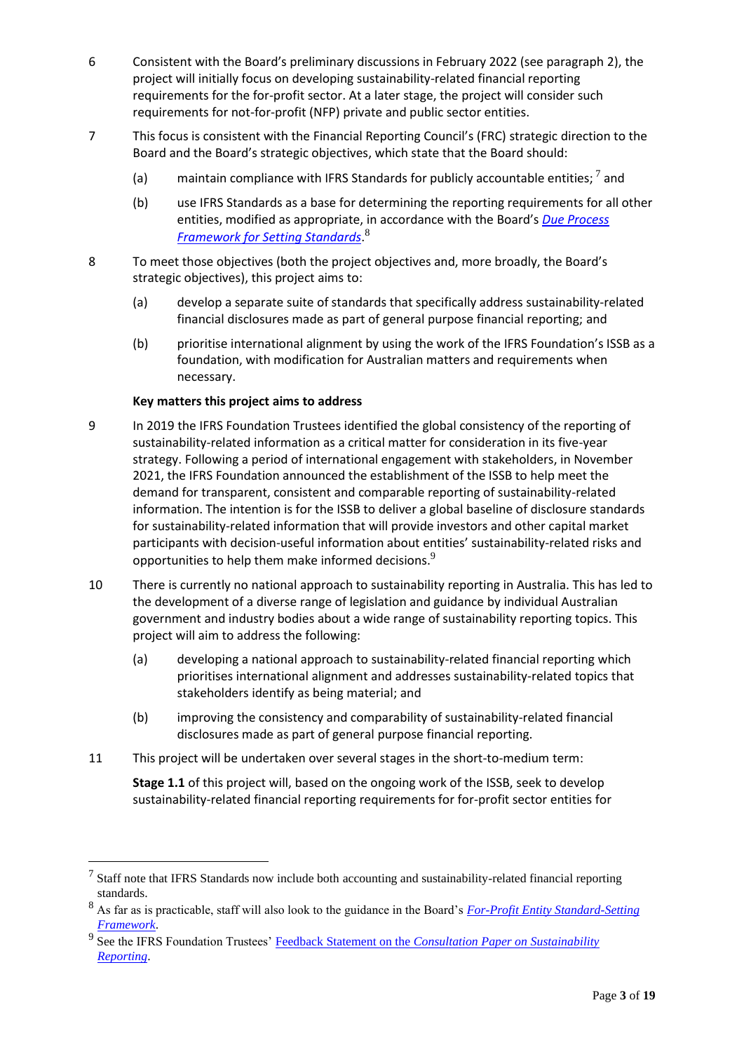6 Consistent with the Board's preliminary discussions in February 2022 (see paragraph 2), the project will initially focus on developing sustainability-related financial reporting requirements for the for-profit sector. At a later stage, the project will consider such requirements for not-for-profit (NFP) private and public sector entities.

7 This focus is consistent with the Financial Reporting Council's (FRC) strategic direction to the Board and the Board's strategic objectives, which state that the Board should:

(a) maintain compliance with IFRS Standards for publicly accountable entities; [7] and

(b) use IFRS Standards as a base for determining the reporting requirements for all other entities, modified as appropriate, in accordance with the Board's *Due Process Framework for Setting Standards*.[8]

8 To meet those objectives (both the project objectives and, more broadly, the Board's strategic objectives), this project aims to:

(a) develop a separate suite of standards that specifically address sustainability-related financial disclosures made as part of general purpose financial reporting; and

(b) prioritise international alignment by using the work of the IFRS Foundation's ISSB as a foundation, with modification for Australian matters and requirements when necessary.

**Key matters this project aims to address**

9 In 2019 the IFRS Foundation Trustees identified the global consistency of the reporting of sustainability-related information as a critical matter for consideration in its five-year strategy. Following a period of international engagement with stakeholders, in November 2021, the IFRS Foundation announced the establishment of the ISSB to help meet the demand for transparent, consistent and comparable reporting of sustainability-related information. The intention is for the ISSB to deliver a global baseline of disclosure standards for sustainability-related information that will provide investors and other capital market participants with decision-useful information about entities' sustainability-related risks and opportunities to help them make informed decisions.[9]

10 There is currently no national approach to sustainability reporting in Australia. This has led to the development of a diverse range of legislation and guidance by individual Australian government and industry bodies about a wide range of sustainability reporting topics. This project will aim to address the following:

(a) developing a national approach to sustainability-related financial reporting which prioritises international alignment and addresses sustainability-related topics that stakeholders identify as being material; and

(b) improving the consistency and comparability of sustainability-related financial disclosures made as part of general purpose financial reporting.

11 This project will be undertaken over several stages in the short-to-medium term:

**Stage 1.1** of this project will, based on the ongoing work of the ISSB, seek to develop sustainability-related financial reporting requirements for for-profit sector entities for

---

[7] Staff note that IFRS Standards now include both accounting and sustainability-related financial reporting standards.

[8] As far as is practicable, staff will also look to the guidance in the Board's *For-Profit Entity Standard-Setting Framework*.

[9] See the IFRS Foundation Trustees' Feedback Statement on the *Consultation Paper on Sustainability Reporting*.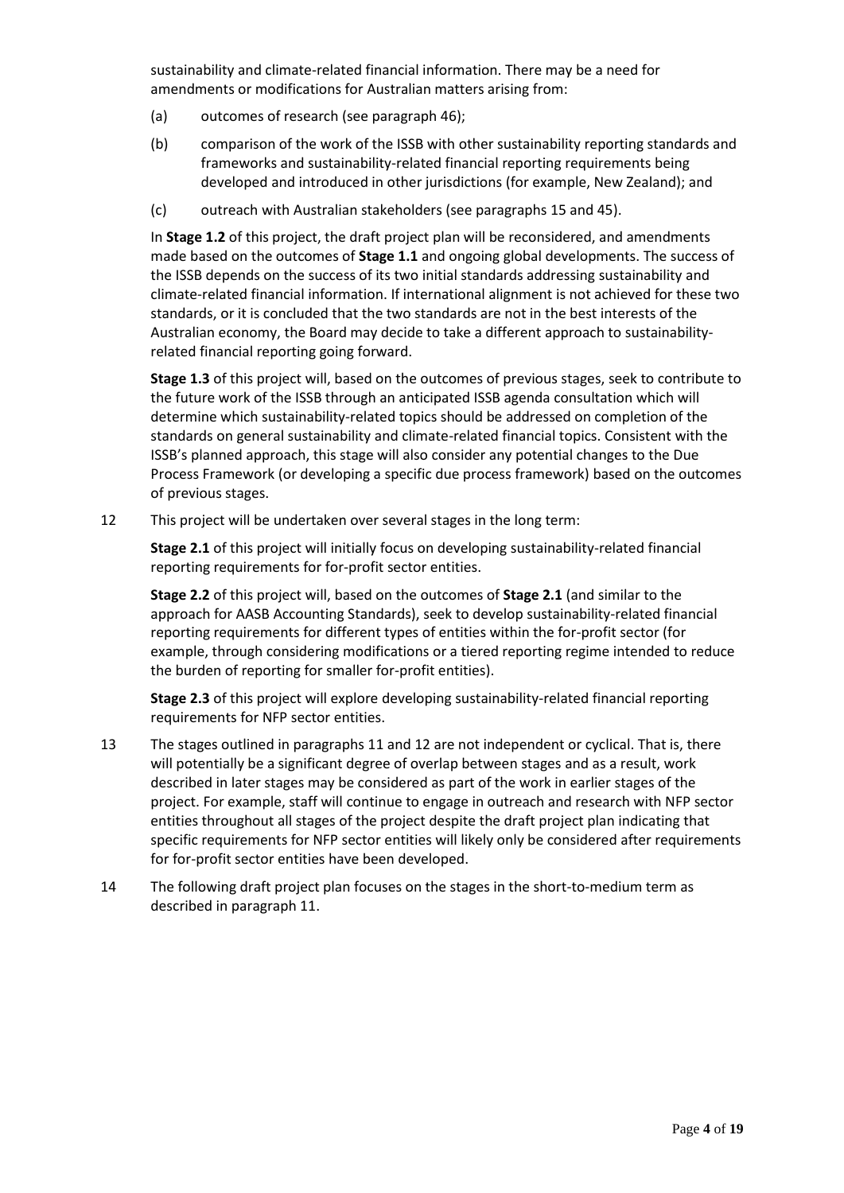sustainability and climate-related financial information. There may be a need for amendments or modifications for Australian matters arising from:

(a) outcomes of research (see paragraph 46);

(b) comparison of the work of the ISSB with other sustainability reporting standards and frameworks and sustainability-related financial reporting requirements being developed and introduced in other jurisdictions (for example, New Zealand); and

(c) outreach with Australian stakeholders (see paragraphs 15 and 45).

In **Stage 1.2** of this project, the draft project plan will be reconsidered, and amendments made based on the outcomes of **Stage 1.1** and ongoing global developments. The success of the ISSB depends on the success of its two initial standards addressing sustainability and climate-related financial information. If international alignment is not achieved for these two standards, or it is concluded that the two standards are not in the best interests of the Australian economy, the Board may decide to take a different approach to sustainability-related financial reporting going forward.

**Stage 1.3** of this project will, based on the outcomes of previous stages, seek to contribute to the future work of the ISSB through an anticipated ISSB agenda consultation which will determine which sustainability-related topics should be addressed on completion of the standards on general sustainability and climate-related financial topics. Consistent with the ISSB's planned approach, this stage will also consider any potential changes to the Due Process Framework (or developing a specific due process framework) based on the outcomes of previous stages.

12 This project will be undertaken over several stages in the long term:

**Stage 2.1** of this project will initially focus on developing sustainability-related financial reporting requirements for for-profit sector entities.

**Stage 2.2** of this project will, based on the outcomes of **Stage 2.1** (and similar to the approach for AASB Accounting Standards), seek to develop sustainability-related financial reporting requirements for different types of entities within the for-profit sector (for example, through considering modifications or a tiered reporting regime intended to reduce the burden of reporting for smaller for-profit entities).

**Stage 2.3** of this project will explore developing sustainability-related financial reporting requirements for NFP sector entities.

13 The stages outlined in paragraphs 11 and 12 are not independent or cyclical. That is, there will potentially be a significant degree of overlap between stages and as a result, work described in later stages may be considered as part of the work in earlier stages of the project. For example, staff will continue to engage in outreach and research with NFP sector entities throughout all stages of the project despite the draft project plan indicating that specific requirements for NFP sector entities will likely only be considered after requirements for for-profit sector entities have been developed.

14 The following draft project plan focuses on the stages in the short-to-medium term as described in paragraph 11.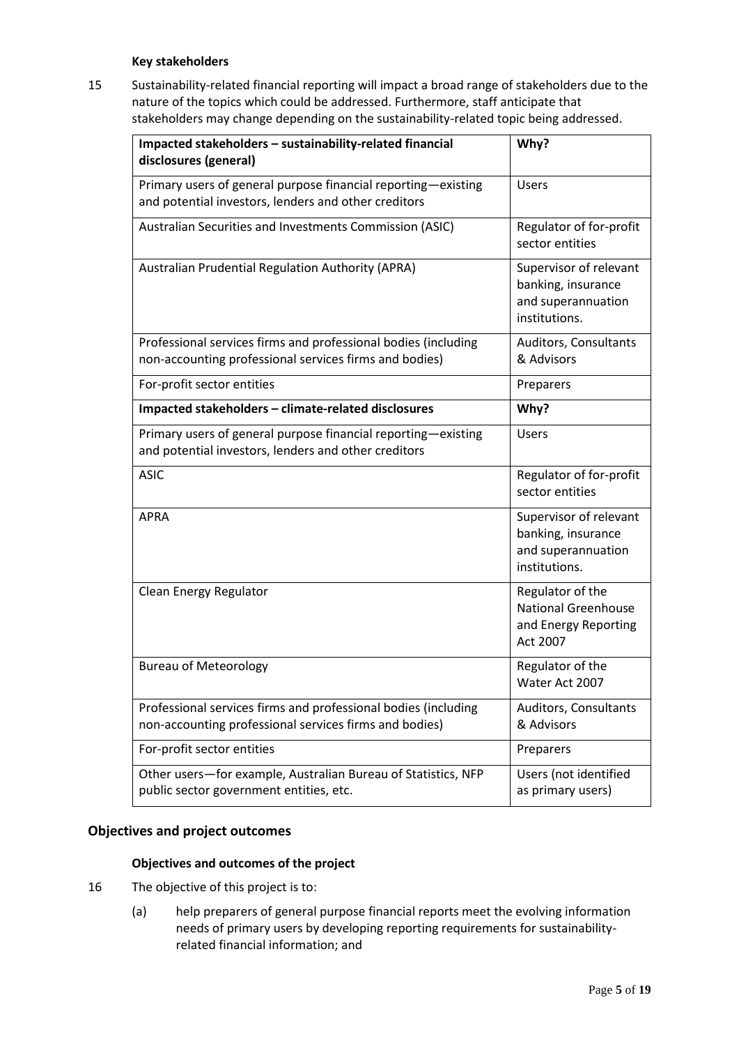**Key stakeholders**

15 Sustainability-related financial reporting will impact a broad range of stakeholders due to the nature of the topics which could be addressed. Furthermore, staff anticipate that stakeholders may change depending on the sustainability-related topic being addressed.

| **Impacted stakeholders – sustainability-related financial disclosures (general)** | **Why?** |
|---|---|
| Primary users of general purpose financial reporting—existing and potential investors, lenders and other creditors | Users |
| Australian Securities and Investments Commission (ASIC) | Regulator of for-profit sector entities |
| Australian Prudential Regulation Authority (APRA) | Supervisor of relevant banking, insurance and superannuation institutions. |
| Professional services firms and professional bodies (including non-accounting professional services firms and bodies) | Auditors, Consultants & Advisors |
| For-profit sector entities | Preparers |
| **Impacted stakeholders – climate-related disclosures** | **Why?** |
| Primary users of general purpose financial reporting—existing and potential investors, lenders and other creditors | Users |
| ASIC | Regulator of for-profit sector entities |
| APRA | Supervisor of relevant banking, insurance and superannuation institutions. |
| Clean Energy Regulator | Regulator of the National Greenhouse and Energy Reporting Act 2007 |
| Bureau of Meteorology | Regulator of the Water Act 2007 |
| Professional services firms and professional bodies (including non-accounting professional services firms and bodies) | Auditors, Consultants & Advisors |
| For-profit sector entities | Preparers |
| Other users—for example, Australian Bureau of Statistics, NFP public sector government entities, etc. | Users (not identified as primary users) |

## Objectives and project outcomes

**Objectives and outcomes of the project**

16 The objective of this project is to:

(a) help preparers of general purpose financial reports meet the evolving information needs of primary users by developing reporting requirements for sustainability-related financial information; and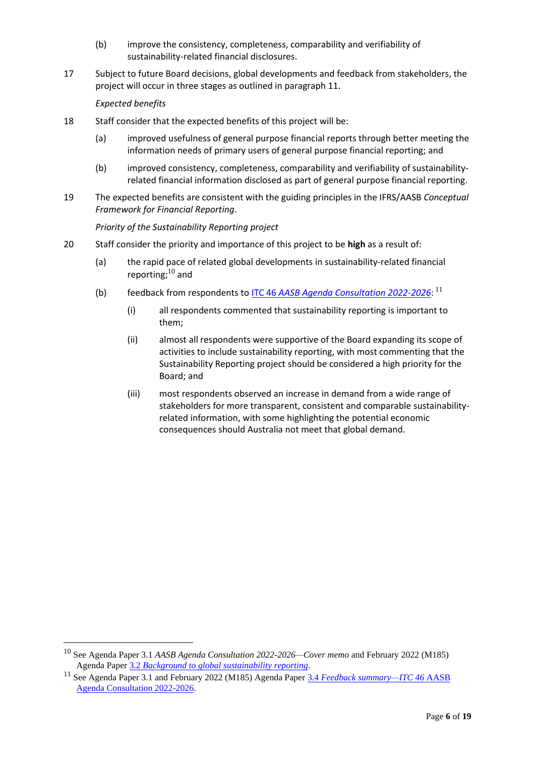(b) improve the consistency, completeness, comparability and verifiability of sustainability-related financial disclosures.

17 Subject to future Board decisions, global developments and feedback from stakeholders, the project will occur in three stages as outlined in paragraph 11.

*Expected benefits*

18 Staff consider that the expected benefits of this project will be:

(a) improved usefulness of general purpose financial reports through better meeting the information needs of primary users of general purpose financial reporting; and

(b) improved consistency, completeness, comparability and verifiability of sustainability-related financial information disclosed as part of general purpose financial reporting.

19 The expected benefits are consistent with the guiding principles in the IFRS/AASB *Conceptual Framework for Financial Reporting*.

*Priority of the Sustainability Reporting project*

20 Staff consider the priority and importance of this project to be **high** as a result of:

(a) the rapid pace of related global developments in sustainability-related financial reporting;[10] and

(b) feedback from respondents to ITC 46 *AASB Agenda Consultation 2022-2026*:[11]

(i) all respondents commented that sustainability reporting is important to them;

(ii) almost all respondents were supportive of the Board expanding its scope of activities to include sustainability reporting, with most commenting that the Sustainability Reporting project should be considered a high priority for the Board; and

(iii) most respondents observed an increase in demand from a wide range of stakeholders for more transparent, consistent and comparable sustainability-related information, with some highlighting the potential economic consequences should Australia not meet that global demand.

---

[10] See Agenda Paper 3.1 *AASB Agenda Consultation 2022-2026—Cover memo* and February 2022 (M185) Agenda Paper 3.2 *Background to global sustainability reporting*.

[11] See Agenda Paper 3.1 and February 2022 (M185) Agenda Paper 3.4 *Feedback summary—ITC 46* AASB Agenda Consultation 2022-2026.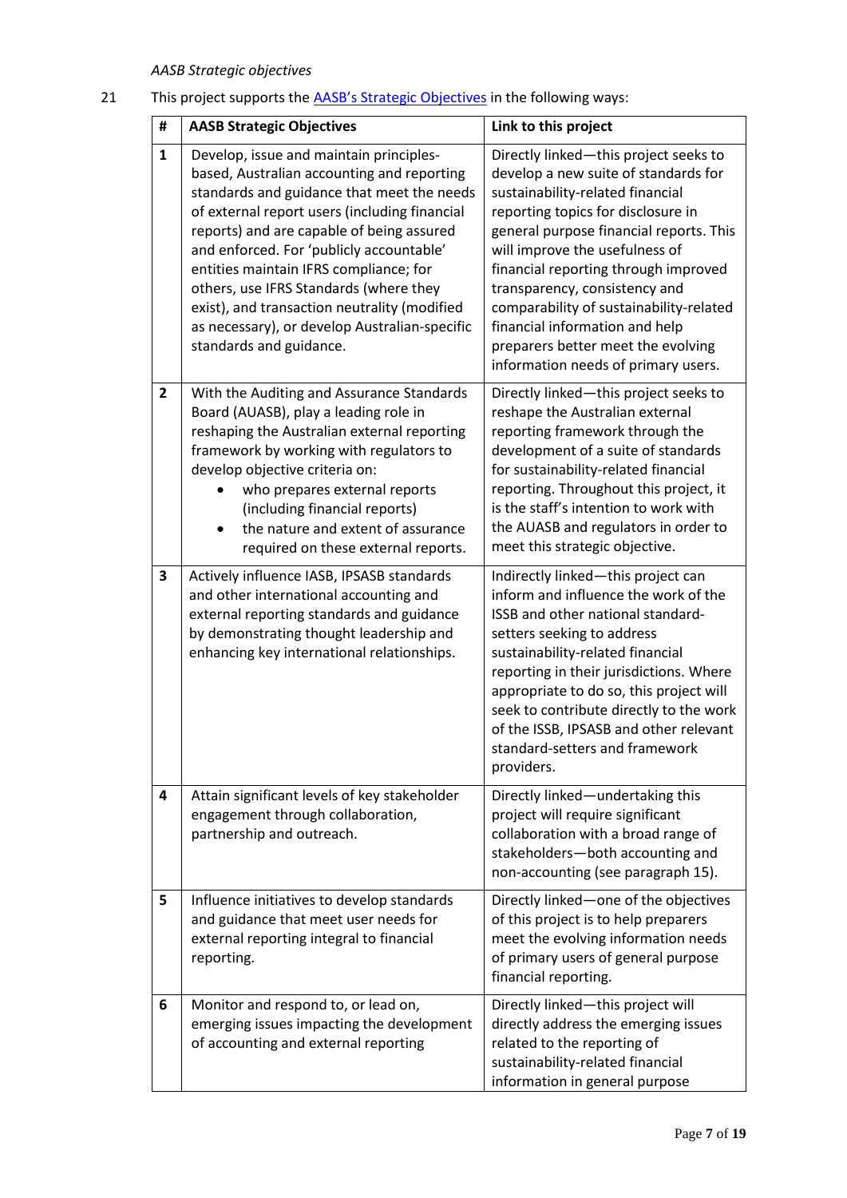*AASB Strategic objectives*

21 This project supports the [AASB's Strategic Objectives](#) in the following ways:

| # | AASB Strategic Objectives | Link to this project |
|---|---|---|
| **1** | Develop, issue and maintain principles-based, Australian accounting and reporting standards and guidance that meet the needs of external report users (including financial reports) and are capable of being assured and enforced. For 'publicly accountable' entities maintain IFRS compliance; for others, use IFRS Standards (where they exist), and transaction neutrality (modified as necessary), or develop Australian-specific standards and guidance. | Directly linked—this project seeks to develop a new suite of standards for sustainability-related financial reporting topics for disclosure in general purpose financial reports. This will improve the usefulness of financial reporting through improved transparency, consistency and comparability of sustainability-related financial information and help preparers better meet the evolving information needs of primary users. |
| **2** | With the Auditing and Assurance Standards Board (AUASB), play a leading role in reshaping the Australian external reporting framework by working with regulators to develop objective criteria on: <br>• who prepares external reports (including financial reports) <br>• the nature and extent of assurance required on these external reports. | Directly linked—this project seeks to reshape the Australian external reporting framework through the development of a suite of standards for sustainability-related financial reporting. Throughout this project, it is the staff's intention to work with the AUASB and regulators in order to meet this strategic objective. |
| **3** | Actively influence IASB, IPSASB standards and other international accounting and external reporting standards and guidance by demonstrating thought leadership and enhancing key international relationships. | Indirectly linked—this project can inform and influence the work of the ISSB and other national standard-setters seeking to address sustainability-related financial reporting in their jurisdictions. Where appropriate to do so, this project will seek to contribute directly to the work of the ISSB, IPSASB and other relevant standard-setters and framework providers. |
| **4** | Attain significant levels of key stakeholder engagement through collaboration, partnership and outreach. | Directly linked—undertaking this project will require significant collaboration with a broad range of stakeholders—both accounting and non-accounting (see paragraph 15). |
| **5** | Influence initiatives to develop standards and guidance that meet user needs for external reporting integral to financial reporting. | Directly linked—one of the objectives of this project is to help preparers meet the evolving information needs of primary users of general purpose financial reporting. |
| **6** | Monitor and respond to, or lead on, emerging issues impacting the development of accounting and external reporting | Directly linked—this project will directly address the emerging issues related to the reporting of sustainability-related financial information in general purpose |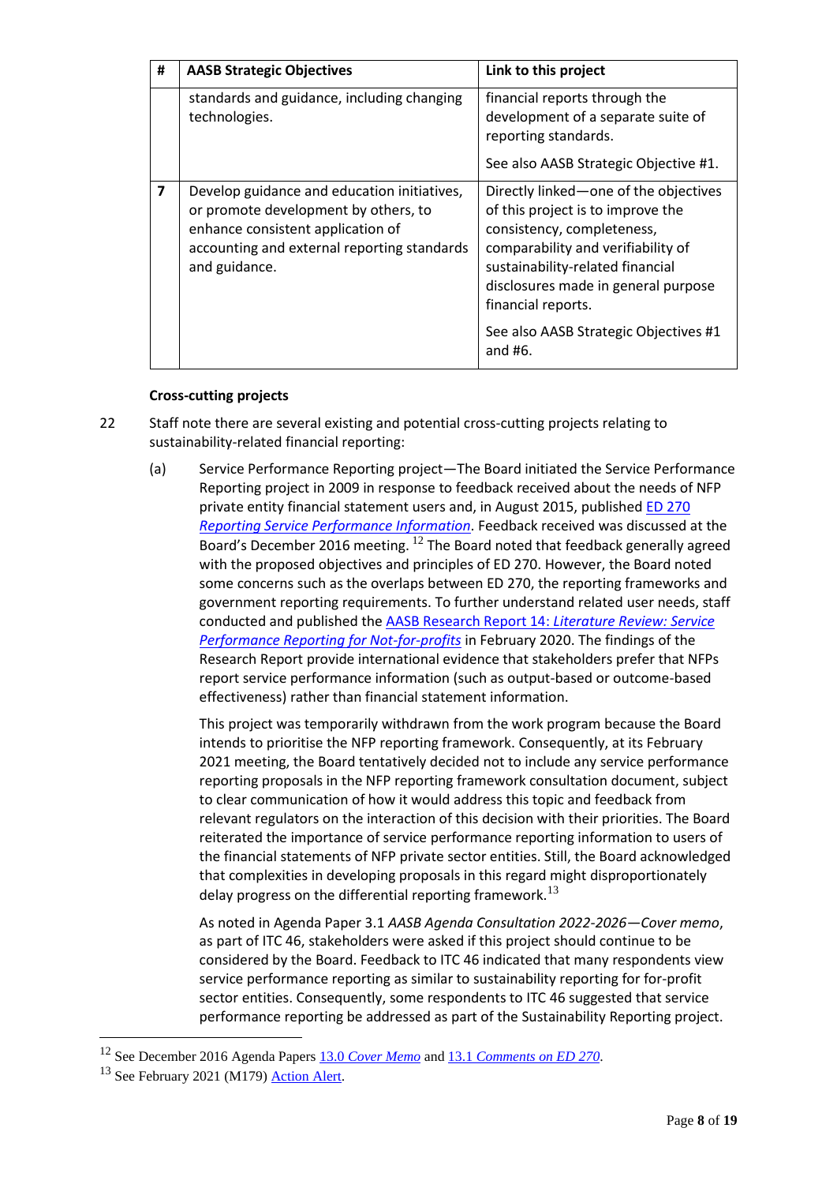| # | AASB Strategic Objectives | Link to this project |
|---|---|---|
| | standards and guidance, including changing technologies. | financial reports through the development of a separate suite of reporting standards. See also AASB Strategic Objective #1. |
| **7** | Develop guidance and education initiatives, or promote development by others, to enhance consistent application of accounting and external reporting standards and guidance. | Directly linked—one of the objectives of this project is to improve the consistency, completeness, comparability and verifiability of sustainability-related financial disclosures made in general purpose financial reports. See also AASB Strategic Objectives #1 and #6. |

**Cross-cutting projects**

22 Staff note there are several existing and potential cross-cutting projects relating to sustainability-related financial reporting:

(a) Service Performance Reporting project—The Board initiated the Service Performance Reporting project in 2009 in response to feedback received about the needs of NFP private entity financial statement users and, in August 2015, published ED 270 *Reporting Service Performance Information*. Feedback received was discussed at the Board's December 2016 meeting.[12] The Board noted that feedback generally agreed with the proposed objectives and principles of ED 270. However, the Board noted some concerns such as the overlaps between ED 270, the reporting frameworks and government reporting requirements. To further understand related user needs, staff conducted and published the AASB Research Report 14: *Literature Review: Service Performance Reporting for Not-for-profits* in February 2020. The findings of the Research Report provide international evidence that stakeholders prefer that NFPs report service performance information (such as output-based or outcome-based effectiveness) rather than financial statement information.

This project was temporarily withdrawn from the work program because the Board intends to prioritise the NFP reporting framework. Consequently, at its February 2021 meeting, the Board tentatively decided not to include any service performance reporting proposals in the NFP reporting framework consultation document, subject to clear communication of how it would address this topic and feedback from relevant regulators on the interaction of this decision with their priorities. The Board reiterated the importance of service performance reporting information to users of the financial statements of NFP private sector entities. Still, the Board acknowledged that complexities in developing proposals in this regard might disproportionately delay progress on the differential reporting framework.[13]

As noted in Agenda Paper 3.1 *AASB Agenda Consultation 2022-2026—Cover memo*, as part of ITC 46, stakeholders were asked if this project should continue to be considered by the Board. Feedback to ITC 46 indicated that many respondents view service performance reporting as similar to sustainability reporting for for-profit sector entities. Consequently, some respondents to ITC 46 suggested that service performance reporting be addressed as part of the Sustainability Reporting project.

[12] See December 2016 Agenda Papers 13.0 *Cover Memo* and 13.1 *Comments on ED 270*.

[13] See February 2021 (M179) Action Alert.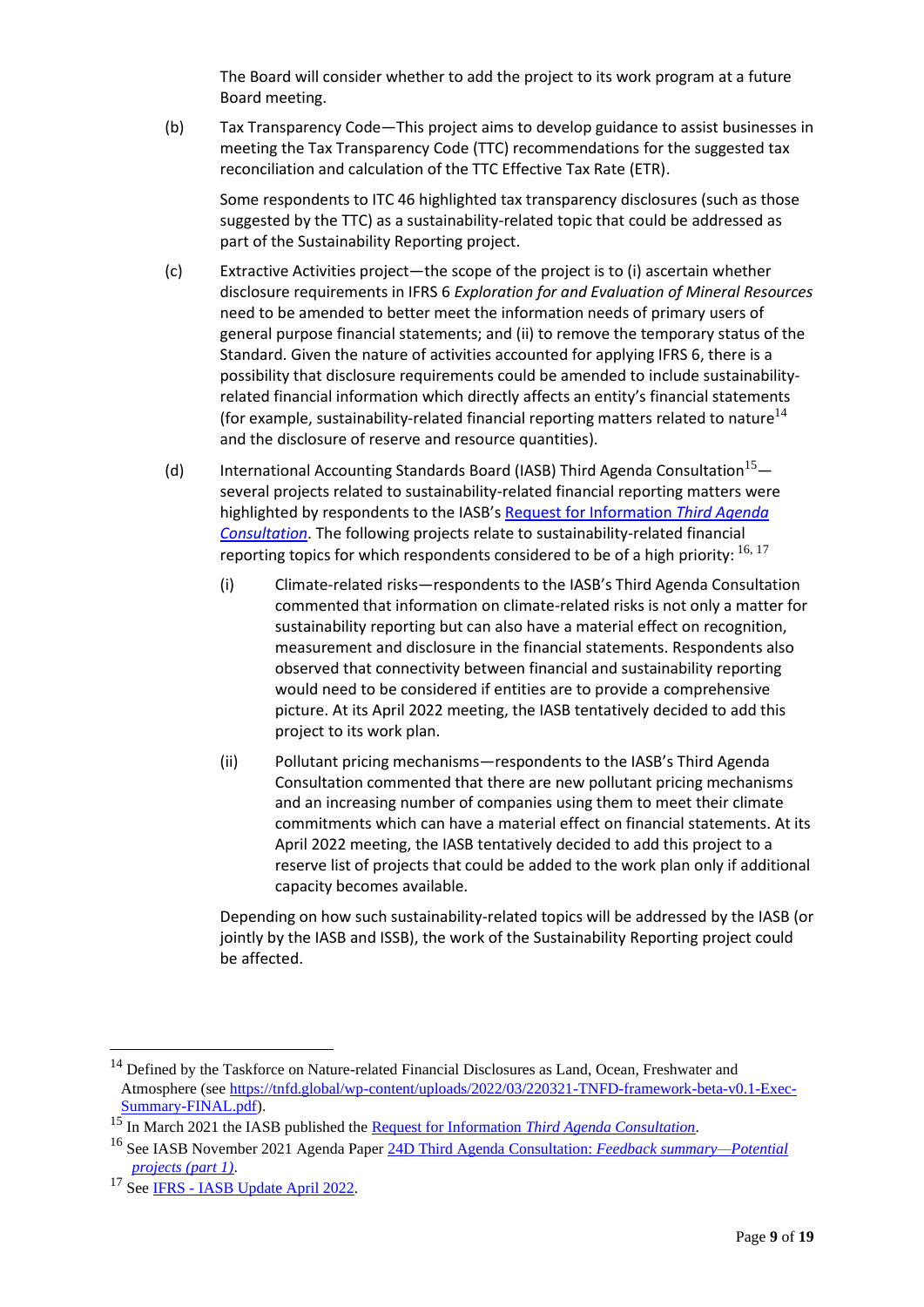The Board will consider whether to add the project to its work program at a future Board meeting.

(b) Tax Transparency Code—This project aims to develop guidance to assist businesses in meeting the Tax Transparency Code (TTC) recommendations for the suggested tax reconciliation and calculation of the TTC Effective Tax Rate (ETR).

Some respondents to ITC 46 highlighted tax transparency disclosures (such as those suggested by the TTC) as a sustainability-related topic that could be addressed as part of the Sustainability Reporting project.

(c) Extractive Activities project—the scope of the project is to (i) ascertain whether disclosure requirements in IFRS 6 *Exploration for and Evaluation of Mineral Resources* need to be amended to better meet the information needs of primary users of general purpose financial statements; and (ii) to remove the temporary status of the Standard. Given the nature of activities accounted for applying IFRS 6, there is a possibility that disclosure requirements could be amended to include sustainability-related financial information which directly affects an entity's financial statements (for example, sustainability-related financial reporting matters related to nature[14] and the disclosure of reserve and resource quantities).

(d) International Accounting Standards Board (IASB) Third Agenda Consultation[15]—several projects related to sustainability-related financial reporting matters were highlighted by respondents to the IASB's [Request for Information *Third Agenda Consultation*](). The following projects relate to sustainability-related financial reporting topics for which respondents considered to be of a high priority: [16, 17]

  (i) Climate-related risks—respondents to the IASB's Third Agenda Consultation commented that information on climate-related risks is not only a matter for sustainability reporting but can also have a material effect on recognition, measurement and disclosure in the financial statements. Respondents also observed that connectivity between financial and sustainability reporting would need to be considered if entities are to provide a comprehensive picture. At its April 2022 meeting, the IASB tentatively decided to add this project to its work plan.

  (ii) Pollutant pricing mechanisms—respondents to the IASB's Third Agenda Consultation commented that there are new pollutant pricing mechanisms and an increasing number of companies using them to meet their climate commitments which can have a material effect on financial statements. At its April 2022 meeting, the IASB tentatively decided to add this project to a reserve list of projects that could be added to the work plan only if additional capacity becomes available.

Depending on how such sustainability-related topics will be addressed by the IASB (or jointly by the IASB and ISSB), the work of the Sustainability Reporting project could be affected.

---

[14] Defined by the Taskforce on Nature-related Financial Disclosures as Land, Ocean, Freshwater and Atmosphere (see https://tnfd.global/wp-content/uploads/2022/03/220321-TNFD-framework-beta-v0.1-Exec-Summary-FINAL.pdf).

[15] In March 2021 the IASB published the Request for Information *Third Agenda Consultation*.

[16] See IASB November 2021 Agenda Paper 24D Third Agenda Consultation: *Feedback summary—Potential projects (part 1)*.

[17] See IFRS - IASB Update April 2022.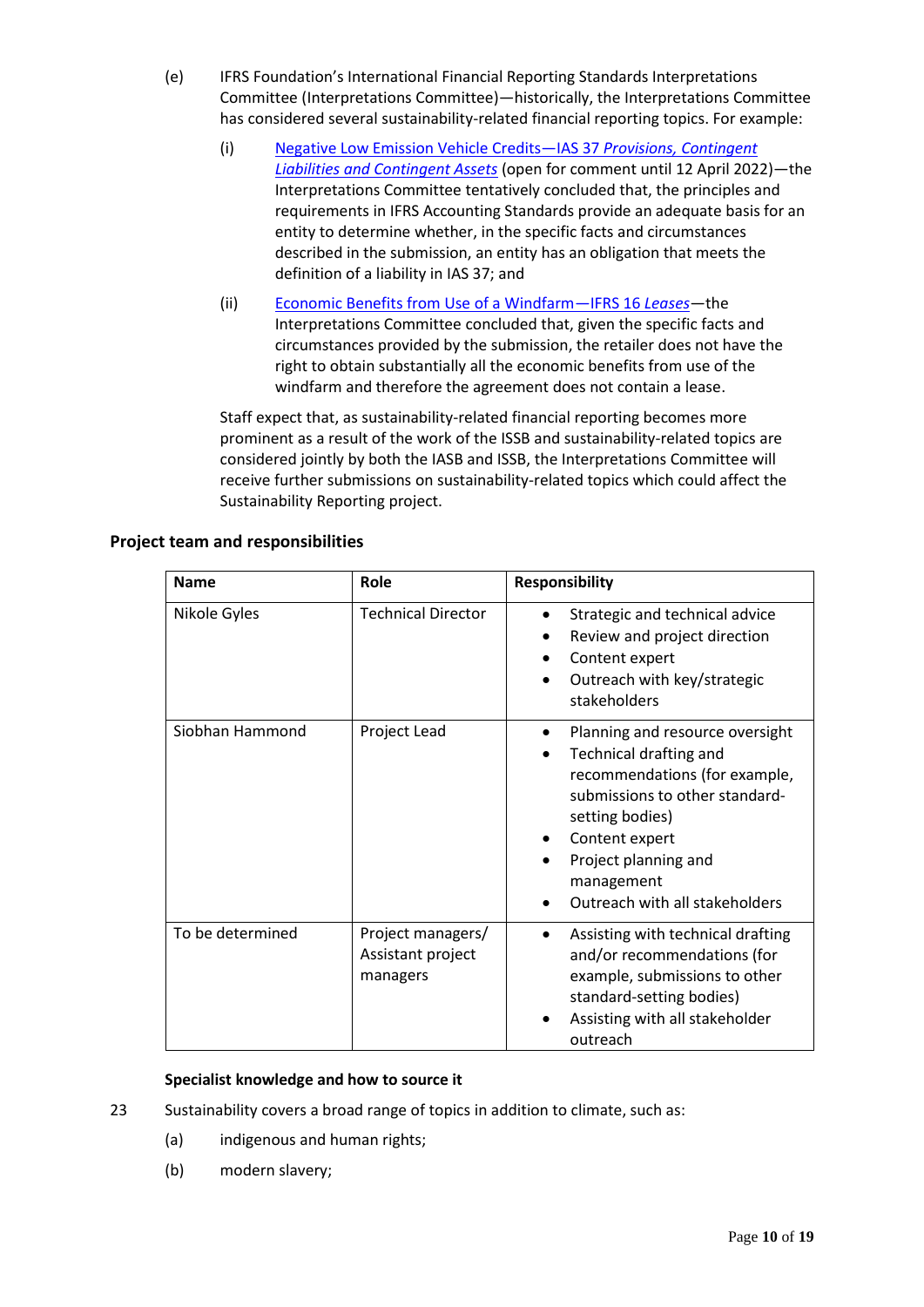(e) IFRS Foundation's International Financial Reporting Standards Interpretations Committee (Interpretations Committee)—historically, the Interpretations Committee has considered several sustainability-related financial reporting topics. For example:

  (i) Negative Low Emission Vehicle Credits—IAS 37 *Provisions, Contingent Liabilities and Contingent Assets* (open for comment until 12 April 2022)—the Interpretations Committee tentatively concluded that, the principles and requirements in IFRS Accounting Standards provide an adequate basis for an entity to determine whether, in the specific facts and circumstances described in the submission, an entity has an obligation that meets the definition of a liability in IAS 37; and

  (ii) Economic Benefits from Use of a Windfarm—IFRS 16 *Leases*—the Interpretations Committee concluded that, given the specific facts and circumstances provided by the submission, the retailer does not have the right to obtain substantially all the economic benefits from use of the windfarm and therefore the agreement does not contain a lease.

  Staff expect that, as sustainability-related financial reporting becomes more prominent as a result of the work of the ISSB and sustainability-related topics are considered jointly by both the IASB and ISSB, the Interpretations Committee will receive further submissions on sustainability-related topics which could affect the Sustainability Reporting project.

## Project team and responsibilities

| Name | Role | Responsibility |
|---|---|---|
| Nikole Gyles | Technical Director | • Strategic and technical advice<br>• Review and project direction<br>• Content expert<br>• Outreach with key/strategic stakeholders |
| Siobhan Hammond | Project Lead | • Planning and resource oversight<br>• Technical drafting and recommendations (for example, submissions to other standard-setting bodies)<br>• Content expert<br>• Project planning and management<br>• Outreach with all stakeholders |
| To be determined | Project managers/ Assistant project managers | • Assisting with technical drafting and/or recommendations (for example, submissions to other standard-setting bodies)<br>• Assisting with all stakeholder outreach |

**Specialist knowledge and how to source it**

23 Sustainability covers a broad range of topics in addition to climate, such as:

  (a) indigenous and human rights;

  (b) modern slavery;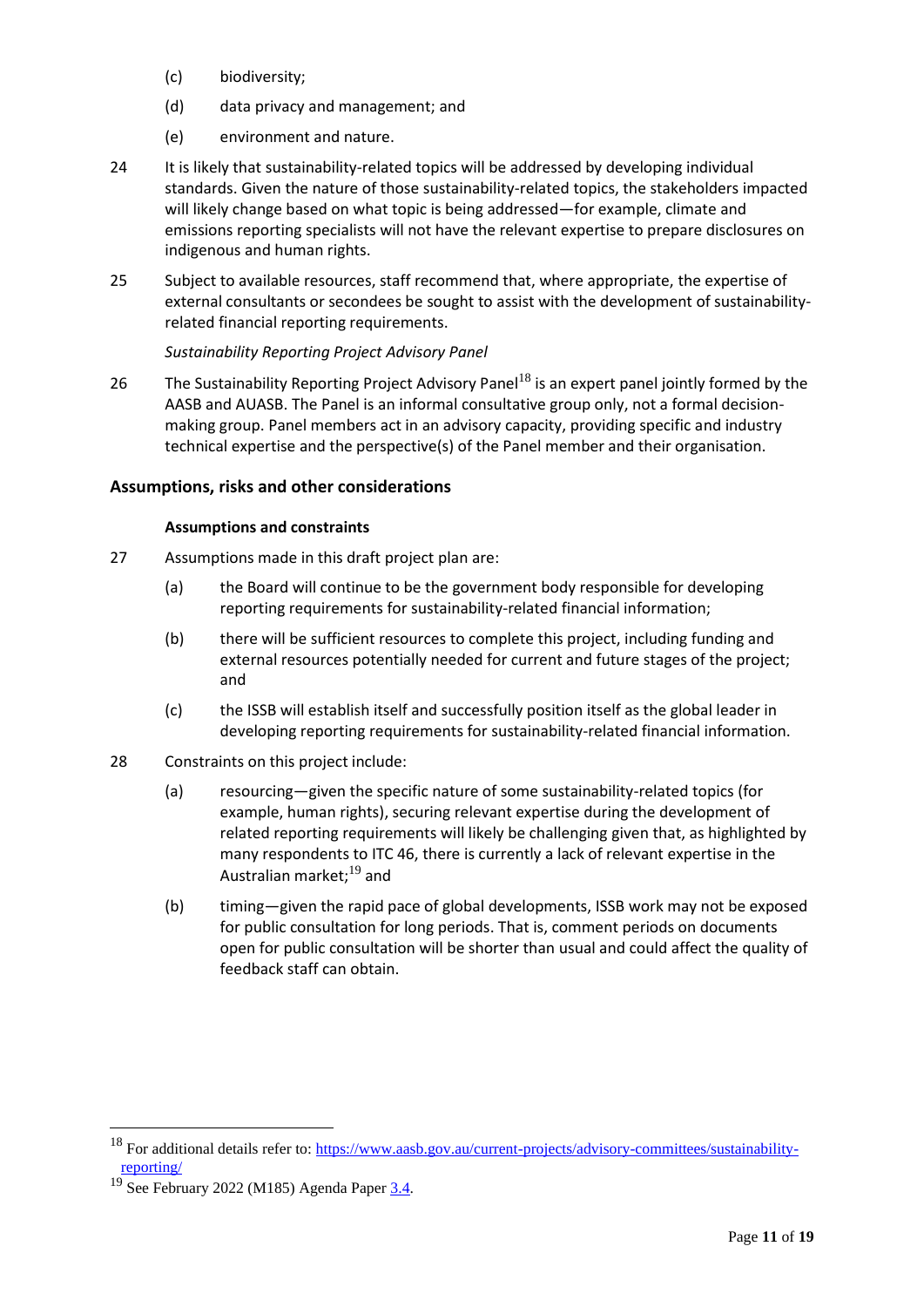(c) biodiversity;

(d) data privacy and management; and

(e) environment and nature.

24 It is likely that sustainability-related topics will be addressed by developing individual standards. Given the nature of those sustainability-related topics, the stakeholders impacted will likely change based on what topic is being addressed—for example, climate and emissions reporting specialists will not have the relevant expertise to prepare disclosures on indigenous and human rights.

25 Subject to available resources, staff recommend that, where appropriate, the expertise of external consultants or secondees be sought to assist with the development of sustainability-related financial reporting requirements.

*Sustainability Reporting Project Advisory Panel*

26 The Sustainability Reporting Project Advisory Panel[18] is an expert panel jointly formed by the AASB and AUASB. The Panel is an informal consultative group only, not a formal decision-making group. Panel members act in an advisory capacity, providing specific and industry technical expertise and the perspective(s) of the Panel member and their organisation.

## Assumptions, risks and other considerations

### Assumptions and constraints

27 Assumptions made in this draft project plan are:

(a) the Board will continue to be the government body responsible for developing reporting requirements for sustainability-related financial information;

(b) there will be sufficient resources to complete this project, including funding and external resources potentially needed for current and future stages of the project; and

(c) the ISSB will establish itself and successfully position itself as the global leader in developing reporting requirements for sustainability-related financial information.

28 Constraints on this project include:

(a) resourcing—given the specific nature of some sustainability-related topics (for example, human rights), securing relevant expertise during the development of related reporting requirements will likely be challenging given that, as highlighted by many respondents to ITC 46, there is currently a lack of relevant expertise in the Australian market;[19] and

(b) timing—given the rapid pace of global developments, ISSB work may not be exposed for public consultation for long periods. That is, comment periods on documents open for public consultation will be shorter than usual and could affect the quality of feedback staff can obtain.

---

[18] For additional details refer to: https://www.aasb.gov.au/current-projects/advisory-committees/sustainability-reporting/

[19] See February 2022 (M185) Agenda Paper 3.4.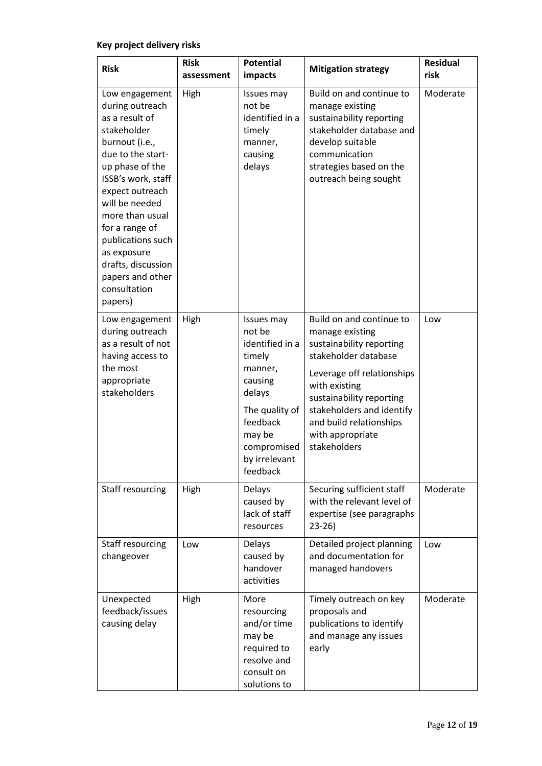**Key project delivery risks**

| Risk | Risk assessment | Potential impacts | Mitigation strategy | Residual risk |
|---|---|---|---|---|
| Low engagement during outreach as a result of stakeholder burnout (i.e., due to the start-up phase of the ISSB's work, staff expect outreach will be needed more than usual for a range of publications such as exposure drafts, discussion papers and other consultation papers) | High | Issues may not be identified in a timely manner, causing delays | Build on and continue to manage existing sustainability reporting stakeholder database and develop suitable communication strategies based on the outreach being sought | Moderate |
| Low engagement during outreach as a result of not having access to the most appropriate stakeholders | High | Issues may not be identified in a timely manner, causing delays<br><br>The quality of feedback may be compromised by irrelevant feedback | Build on and continue to manage existing sustainability reporting stakeholder database<br><br>Leverage off relationships with existing sustainability reporting stakeholders and identify and build relationships with appropriate stakeholders | Low |
| Staff resourcing | High | Delays caused by lack of staff resources | Securing sufficient staff with the relevant level of expertise (see paragraphs 23-26) | Moderate |
| Staff resourcing changeover | Low | Delays caused by handover activities | Detailed project planning and documentation for managed handovers | Low |
| Unexpected feedback/issues causing delay | High | More resourcing and/or time may be required to resolve and consult on solutions to | Timely outreach on key proposals and publications to identify and manage any issues early | Moderate |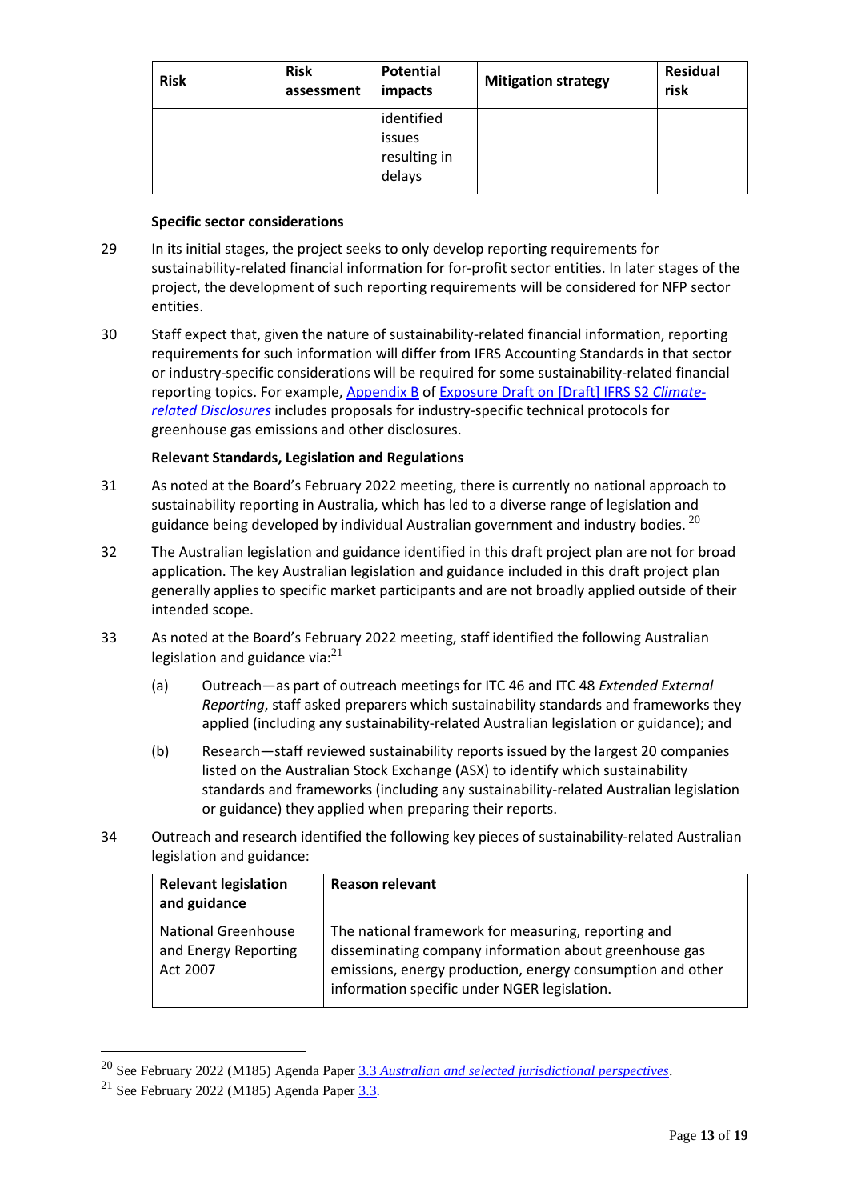| Risk | Risk assessment | Potential impacts | Mitigation strategy | Residual risk |
|---|---|---|---|---|
| | | identified issues resulting in delays | | |

**Specific sector considerations**

29 In its initial stages, the project seeks to only develop reporting requirements for sustainability-related financial information for for-profit sector entities. In later stages of the project, the development of such reporting requirements will be considered for NFP sector entities.

30 Staff expect that, given the nature of sustainability-related financial information, reporting requirements for such information will differ from IFRS Accounting Standards in that sector or industry-specific considerations will be required for some sustainability-related financial reporting topics. For example, Appendix B of Exposure Draft on [Draft] IFRS S2 *Climate-related Disclosures* includes proposals for industry-specific technical protocols for greenhouse gas emissions and other disclosures.

**Relevant Standards, Legislation and Regulations**

31 As noted at the Board's February 2022 meeting, there is currently no national approach to sustainability reporting in Australia, which has led to a diverse range of legislation and guidance being developed by individual Australian government and industry bodies. [20]

32 The Australian legislation and guidance identified in this draft project plan are not for broad application. The key Australian legislation and guidance included in this draft project plan generally applies to specific market participants and are not broadly applied outside of their intended scope.

33 As noted at the Board's February 2022 meeting, staff identified the following Australian legislation and guidance via:[21]

(a) Outreach—as part of outreach meetings for ITC 46 and ITC 48 *Extended External Reporting*, staff asked preparers which sustainability standards and frameworks they applied (including any sustainability-related Australian legislation or guidance); and

(b) Research—staff reviewed sustainability reports issued by the largest 20 companies listed on the Australian Stock Exchange (ASX) to identify which sustainability standards and frameworks (including any sustainability-related Australian legislation or guidance) they applied when preparing their reports.

34 Outreach and research identified the following key pieces of sustainability-related Australian legislation and guidance:

| Relevant legislation and guidance | Reason relevant |
|---|---|
| National Greenhouse and Energy Reporting Act 2007 | The national framework for measuring, reporting and disseminating company information about greenhouse gas emissions, energy production, energy consumption and other information specific under NGER legislation. |

[20] See February 2022 (M185) Agenda Paper 3.3 *Australian and selected jurisdictional perspectives*.

[21] See February 2022 (M185) Agenda Paper 3.3.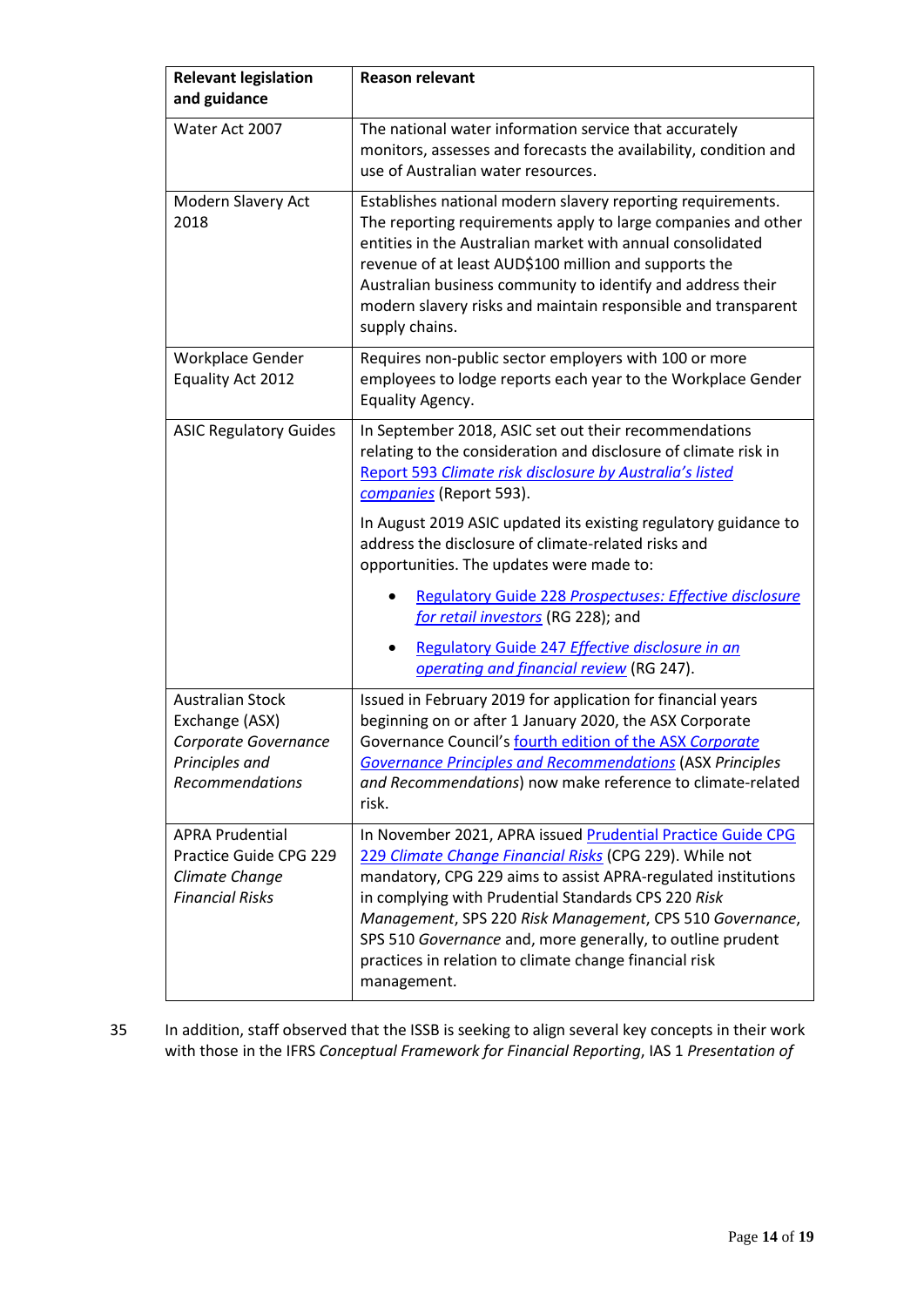| Relevant legislation and guidance | Reason relevant |
|---|---|
| Water Act 2007 | The national water information service that accurately monitors, assesses and forecasts the availability, condition and use of Australian water resources. |
| Modern Slavery Act 2018 | Establishes national modern slavery reporting requirements. The reporting requirements apply to large companies and other entities in the Australian market with annual consolidated revenue of at least AUD$100 million and supports the Australian business community to identify and address their modern slavery risks and maintain responsible and transparent supply chains. |
| Workplace Gender Equality Act 2012 | Requires non-public sector employers with 100 or more employees to lodge reports each year to the Workplace Gender Equality Agency. |
| ASIC Regulatory Guides | In September 2018, ASIC set out their recommendations relating to the consideration and disclosure of climate risk in Report 593 *Climate risk disclosure by Australia's listed companies* (Report 593).<br><br>In August 2019 ASIC updated its existing regulatory guidance to address the disclosure of climate-related risks and opportunities. The updates were made to:<br>• Regulatory Guide 228 *Prospectuses: Effective disclosure for retail investors* (RG 228); and<br>• Regulatory Guide 247 *Effective disclosure in an operating and financial review* (RG 247). |
| Australian Stock Exchange (ASX) *Corporate Governance Principles and Recommendations* | Issued in February 2019 for application for financial years beginning on or after 1 January 2020, the ASX Corporate Governance Council's fourth edition of the ASX *Corporate Governance Principles and Recommendations* (ASX *Principles and Recommendations*) now make reference to climate-related risk. |
| APRA Prudential Practice Guide CPG 229 *Climate Change Financial Risks* | In November 2021, APRA issued Prudential Practice Guide CPG 229 *Climate Change Financial Risks* (CPG 229). While not mandatory, CPG 229 aims to assist APRA-regulated institutions in complying with Prudential Standards CPS 220 *Risk Management*, SPS 220 *Risk Management*, CPS 510 *Governance*, SPS 510 *Governance* and, more generally, to outline prudent practices in relation to climate change financial risk management. |

35 In addition, staff observed that the ISSB is seeking to align several key concepts in their work with those in the IFRS *Conceptual Framework for Financial Reporting*, IAS 1 *Presentation of*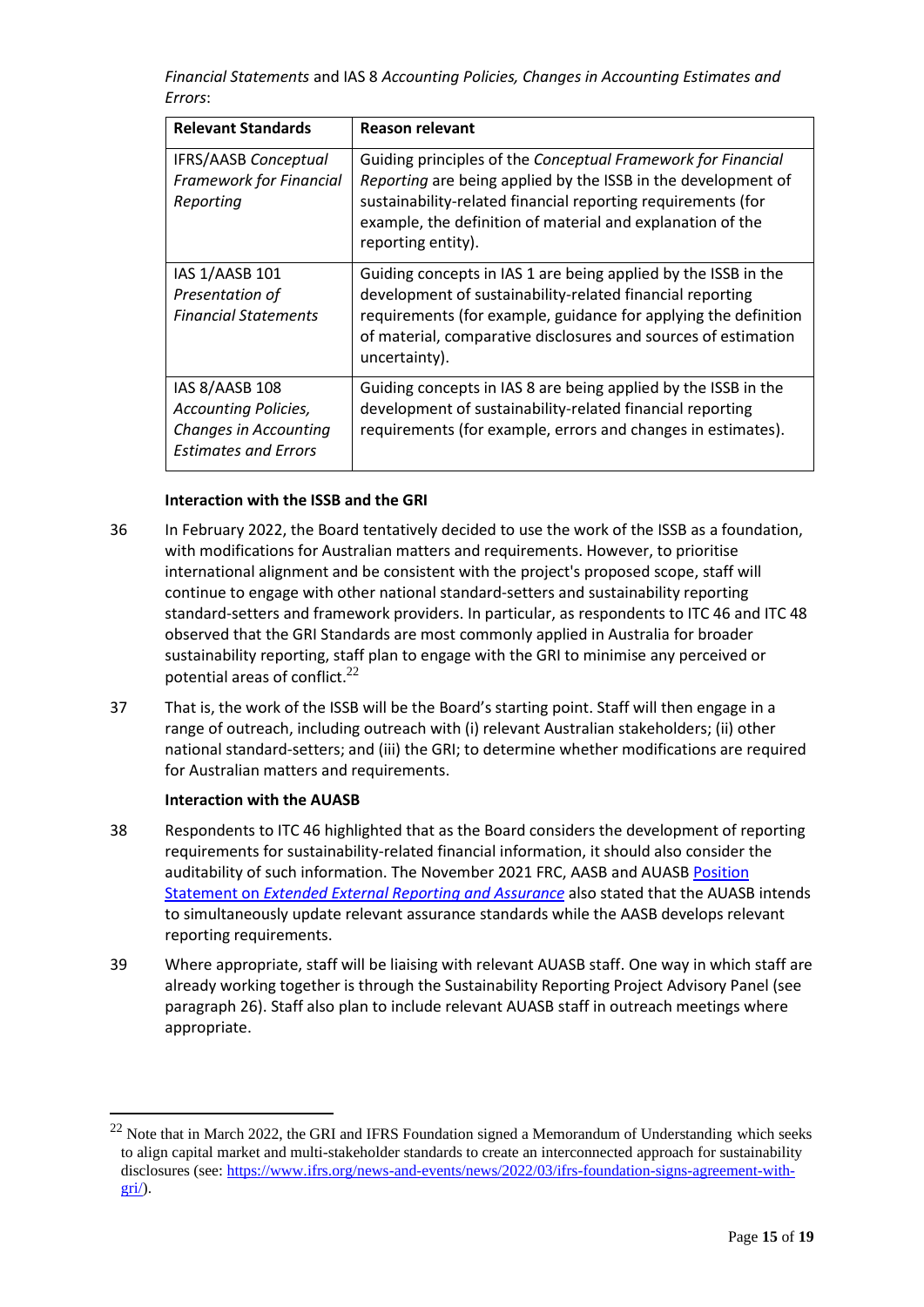*Financial Statements* and IAS 8 *Accounting Policies, Changes in Accounting Estimates and Errors*:

| Relevant Standards | Reason relevant |
|---|---|
| IFRS/AASB *Conceptual Framework for Financial Reporting* | Guiding principles of the *Conceptual Framework for Financial Reporting* are being applied by the ISSB in the development of sustainability-related financial reporting requirements (for example, the definition of material and explanation of the reporting entity). |
| IAS 1/AASB 101 *Presentation of Financial Statements* | Guiding concepts in IAS 1 are being applied by the ISSB in the development of sustainability-related financial reporting requirements (for example, guidance for applying the definition of material, comparative disclosures and sources of estimation uncertainty). |
| IAS 8/AASB 108 *Accounting Policies, Changes in Accounting Estimates and Errors* | Guiding concepts in IAS 8 are being applied by the ISSB in the development of sustainability-related financial reporting requirements (for example, errors and changes in estimates). |

**Interaction with the ISSB and the GRI**

36 In February 2022, the Board tentatively decided to use the work of the ISSB as a foundation, with modifications for Australian matters and requirements. However, to prioritise international alignment and be consistent with the project's proposed scope, staff will continue to engage with other national standard-setters and sustainability reporting standard-setters and framework providers. In particular, as respondents to ITC 46 and ITC 48 observed that the GRI Standards are most commonly applied in Australia for broader sustainability reporting, staff plan to engage with the GRI to minimise any perceived or potential areas of conflict.[22]

37 That is, the work of the ISSB will be the Board's starting point. Staff will then engage in a range of outreach, including outreach with (i) relevant Australian stakeholders; (ii) other national standard-setters; and (iii) the GRI; to determine whether modifications are required for Australian matters and requirements.

**Interaction with the AUASB**

38 Respondents to ITC 46 highlighted that as the Board considers the development of reporting requirements for sustainability-related financial information, it should also consider the auditability of such information. The November 2021 FRC, AASB and AUASB Position Statement on *Extended External Reporting and Assurance* also stated that the AUASB intends to simultaneously update relevant assurance standards while the AASB develops relevant reporting requirements.

39 Where appropriate, staff will be liaising with relevant AUASB staff. One way in which staff are already working together is through the Sustainability Reporting Project Advisory Panel (see paragraph 26). Staff also plan to include relevant AUASB staff in outreach meetings where appropriate.

[22] Note that in March 2022, the GRI and IFRS Foundation signed a Memorandum of Understanding which seeks to align capital market and multi-stakeholder standards to create an interconnected approach for sustainability disclosures (see: https://www.ifrs.org/news-and-events/news/2022/03/ifrs-foundation-signs-agreement-with-gri/).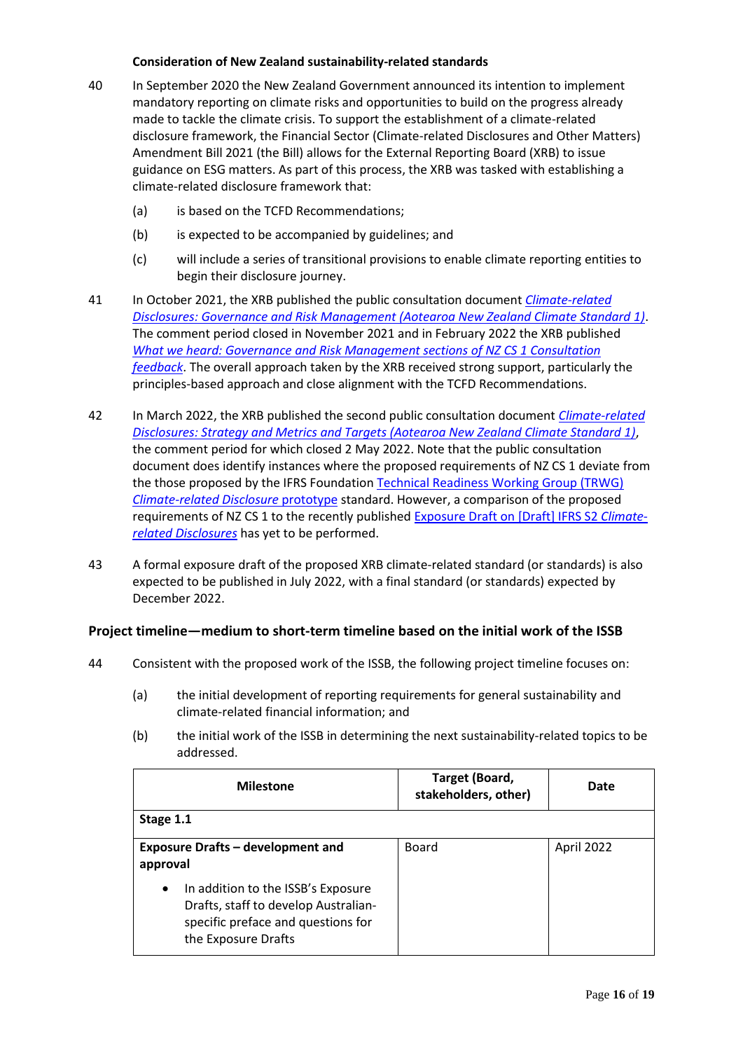**Consideration of New Zealand sustainability-related standards**

40 In September 2020 the New Zealand Government announced its intention to implement mandatory reporting on climate risks and opportunities to build on the progress already made to tackle the climate crisis. To support the establishment of a climate-related disclosure framework, the Financial Sector (Climate-related Disclosures and Other Matters) Amendment Bill 2021 (the Bill) allows for the External Reporting Board (XRB) to issue guidance on ESG matters. As part of this process, the XRB was tasked with establishing a climate-related disclosure framework that:

(a) is based on the TCFD Recommendations;

(b) is expected to be accompanied by guidelines; and

(c) will include a series of transitional provisions to enable climate reporting entities to begin their disclosure journey.

41 In October 2021, the XRB published the public consultation document *Climate-related Disclosures: Governance and Risk Management (Aotearoa New Zealand Climate Standard 1)*. The comment period closed in November 2021 and in February 2022 the XRB published *What we heard: Governance and Risk Management sections of NZ CS 1 Consultation feedback*. The overall approach taken by the XRB received strong support, particularly the principles-based approach and close alignment with the TCFD Recommendations.

42 In March 2022, the XRB published the second public consultation document *Climate-related Disclosures: Strategy and Metrics and Targets (Aotearoa New Zealand Climate Standard 1)*, the comment period for which closed 2 May 2022. Note that the public consultation document does identify instances where the proposed requirements of NZ CS 1 deviate from the those proposed by the IFRS Foundation Technical Readiness Working Group (TRWG) *Climate-related Disclosure* prototype standard. However, a comparison of the proposed requirements of NZ CS 1 to the recently published Exposure Draft on [Draft] IFRS S2 *Climate-related Disclosures* has yet to be performed.

43 A formal exposure draft of the proposed XRB climate-related standard (or standards) is also expected to be published in July 2022, with a final standard (or standards) expected by December 2022.

## Project timeline—medium to short-term timeline based on the initial work of the ISSB

44 Consistent with the proposed work of the ISSB, the following project timeline focuses on:

(a) the initial development of reporting requirements for general sustainability and climate-related financial information; and

(b) the initial work of the ISSB in determining the next sustainability-related topics to be addressed.

| Milestone | Target (Board, stakeholders, other) | Date |
|---|---|---|
| **Stage 1.1** | | |
| **Exposure Drafts – development and approval**<br>• In addition to the ISSB's Exposure Drafts, staff to develop Australian-specific preface and questions for the Exposure Drafts | Board | April 2022 |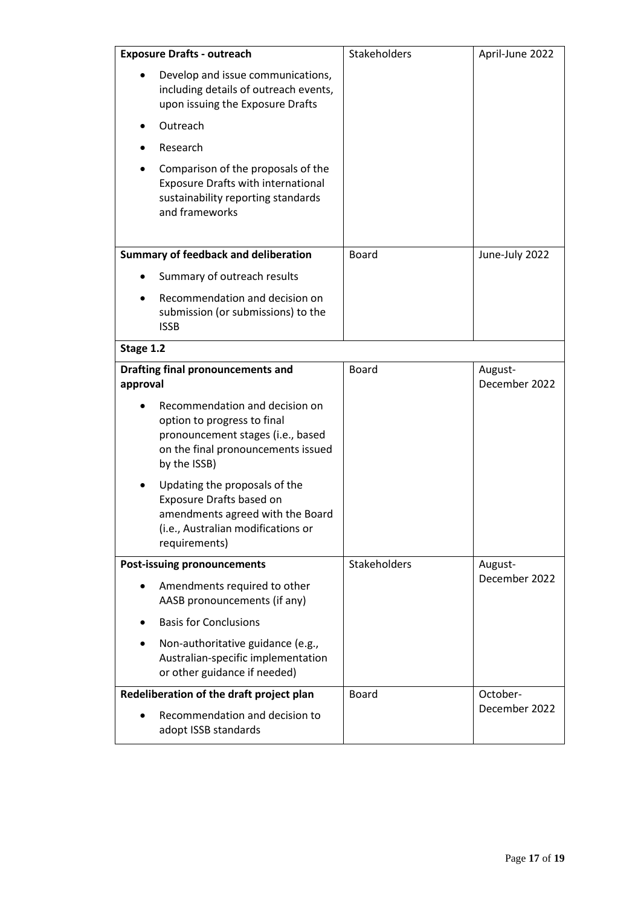| **Exposure Drafts - outreach**<br>• Develop and issue communications, including details of outreach events, upon issuing the Exposure Drafts<br>• Outreach<br>• Research<br>• Comparison of the proposals of the Exposure Drafts with international sustainability reporting standards and frameworks | Stakeholders | April-June 2022 |
|---|---|---|
| **Summary of feedback and deliberation**<br>• Summary of outreach results<br>• Recommendation and decision on submission (or submissions) to the ISSB | Board | June-July 2022 |
| **Stage 1.2** | | |
| **Drafting final pronouncements and approval**<br>• Recommendation and decision on option to progress to final pronouncement stages (i.e., based on the final pronouncements issued by the ISSB)<br>• Updating the proposals of the Exposure Drafts based on amendments agreed with the Board (i.e., Australian modifications or requirements) | Board | August-December 2022 |
| **Post-issuing pronouncements**<br>• Amendments required to other AASB pronouncements (if any)<br>• Basis for Conclusions<br>• Non-authoritative guidance (e.g., Australian-specific implementation or other guidance if needed) | Stakeholders | August-December 2022 |
| **Redeliberation of the draft project plan**<br>• Recommendation and decision to adopt ISSB standards | Board | October-December 2022 |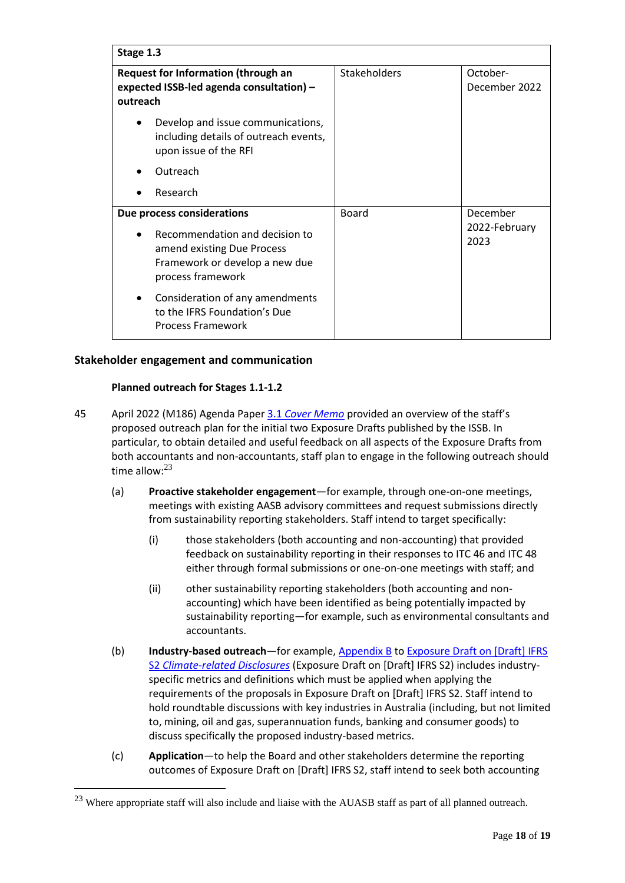| Stage 1.3 | | |
|---|---|---|
| **Request for Information (through an expected ISSB-led agenda consultation) – outreach**<br>• Develop and issue communications, including details of outreach events, upon issue of the RFI<br>• Outreach<br>• Research | Stakeholders | October-December 2022 |
| **Due process considerations**<br>• Recommendation and decision to amend existing Due Process Framework or develop a new due process framework<br>• Consideration of any amendments to the IFRS Foundation's Due Process Framework | Board | December 2022-February 2023 |

### Stakeholder engagement and communication

#### Planned outreach for Stages 1.1-1.2

45 April 2022 (M186) Agenda Paper 3.1 *Cover Memo* provided an overview of the staff's proposed outreach plan for the initial two Exposure Drafts published by the ISSB. In particular, to obtain detailed and useful feedback on all aspects of the Exposure Drafts from both accountants and non-accountants, staff plan to engage in the following outreach should time allow:[23]

(a) **Proactive stakeholder engagement**—for example, through one-on-one meetings, meetings with existing AASB advisory committees and request submissions directly from sustainability reporting stakeholders. Staff intend to target specifically:

(i) those stakeholders (both accounting and non-accounting) that provided feedback on sustainability reporting in their responses to ITC 46 and ITC 48 either through formal submissions or one-on-one meetings with staff; and

(ii) other sustainability reporting stakeholders (both accounting and non-accounting) which have been identified as being potentially impacted by sustainability reporting—for example, such as environmental consultants and accountants.

(b) **Industry-based outreach**—for example, Appendix B to Exposure Draft on [Draft] IFRS S2 *Climate-related Disclosures* (Exposure Draft on [Draft] IFRS S2) includes industry-specific metrics and definitions which must be applied when applying the requirements of the proposals in Exposure Draft on [Draft] IFRS S2. Staff intend to hold roundtable discussions with key industries in Australia (including, but not limited to, mining, oil and gas, superannuation funds, banking and consumer goods) to discuss specifically the proposed industry-based metrics.

(c) **Application**—to help the Board and other stakeholders determine the reporting outcomes of Exposure Draft on [Draft] IFRS S2, staff intend to seek both accounting

---

[23] Where appropriate staff will also include and liaise with the AUASB staff as part of all planned outreach.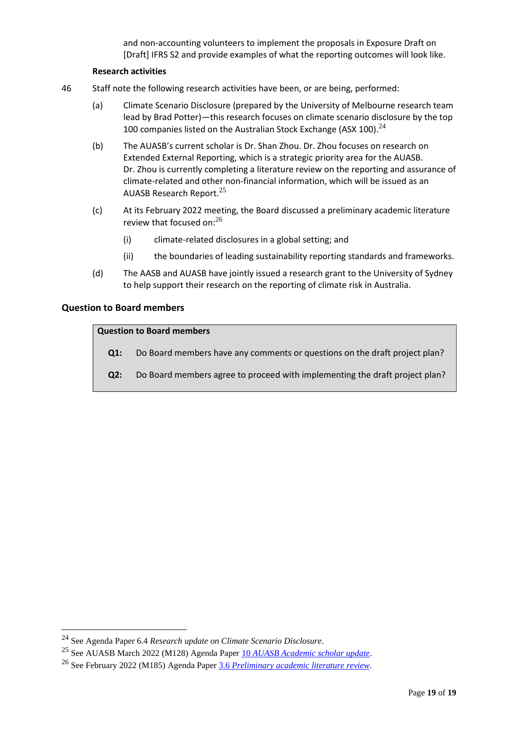and non-accounting volunteers to implement the proposals in Exposure Draft on [Draft] IFRS S2 and provide examples of what the reporting outcomes will look like.

**Research activities**

46 Staff note the following research activities have been, or are being, performed:

(a) Climate Scenario Disclosure (prepared by the University of Melbourne research team lead by Brad Potter)—this research focuses on climate scenario disclosure by the top 100 companies listed on the Australian Stock Exchange (ASX 100).[24]

(b) The AUASB's current scholar is Dr. Shan Zhou. Dr. Zhou focuses on research on Extended External Reporting, which is a strategic priority area for the AUASB. Dr. Zhou is currently completing a literature review on the reporting and assurance of climate-related and other non-financial information, which will be issued as an AUASB Research Report.[25]

(c) At its February 2022 meeting, the Board discussed a preliminary academic literature review that focused on:[26]

(i) climate-related disclosures in a global setting; and

(ii) the boundaries of leading sustainability reporting standards and frameworks.

(d) The AASB and AUASB have jointly issued a research grant to the University of Sydney to help support their research on the reporting of climate risk in Australia.

## Question to Board members

**Question to Board members**

**Q1:** Do Board members have any comments or questions on the draft project plan?

**Q2:** Do Board members agree to proceed with implementing the draft project plan?

---

[24] See Agenda Paper 6.4 *Research update on Climate Scenario Disclosure*.

[25] See AUASB March 2022 (M128) Agenda Paper *10 AUASB Academic scholar update*.

[26] See February 2022 (M185) Agenda Paper *3.6 Preliminary academic literature review*.